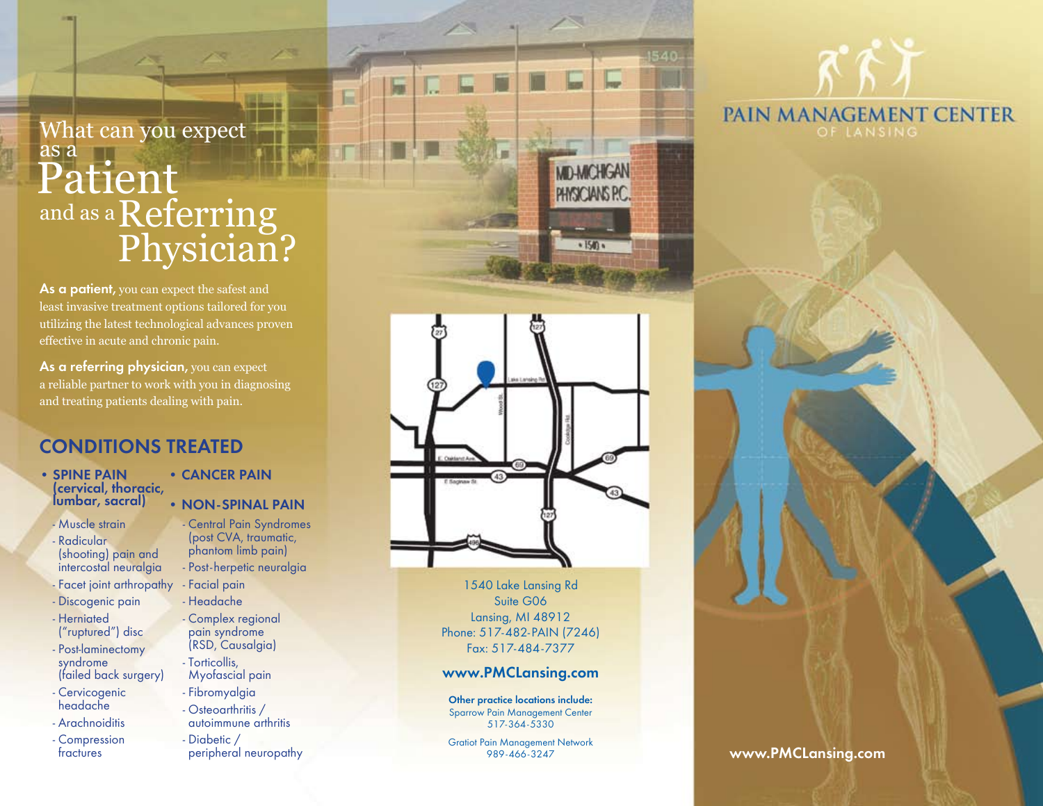# What can you expect as a Patient and as a Referring Physician?

**As a patient,** you can expect the safest and least invasive treatment options tailored for you utilizing the latest technological advances proven effective in acute and chronic pain.

**As a referring physician,** you can expect a reliable partner to work with you in diagnosing and treating patients dealing with pain.

## CONDITIONS TREATED

- **SPINE PAIN (cervical, thoracic, lumbar, sacral)**
  - Muscle strain
  - Radicular (shooting) pain and intercostal neuralgia
  - Facet joint arthropathy
  - Discogenic pain
  - Herniated ("ruptured") disc
  - Post-laminectomy syndrome (failed back surgery)
  - Cervicogenic headache
  - Arachnoiditis
  - Compression fractures
- **CANCER PAIN**
- **NON-SPINAL PAIN**
  - Central Pain Syndromes (post CVA, traumatic, phantom limb pain)
  - Post-herpetic neuralgia
  - Facial pain
  - Headache
  - Complex regional pain syndrome (RSD, Causalgia)
  - Torticollis, Myofascial pain
  - Fibromyalgia
  - Osteoarthritis / autoimmune arthritis
  - Diabetic / peripheral neuropathy

1540 Lake Lansing Rd
Suite G06
Lansing, MI 48912
Phone: 517-482-PAIN (7246)
Fax: 517-484-7377

**www.PMCLansing.com**

**Other practice locations include:**
Sparrow Pain Management Center
517-364-5330

Gratiot Pain Management Network
989-466-3247

# PAIN MANAGEMENT CENTER
OF LANSING

**www.PMCLansing.com**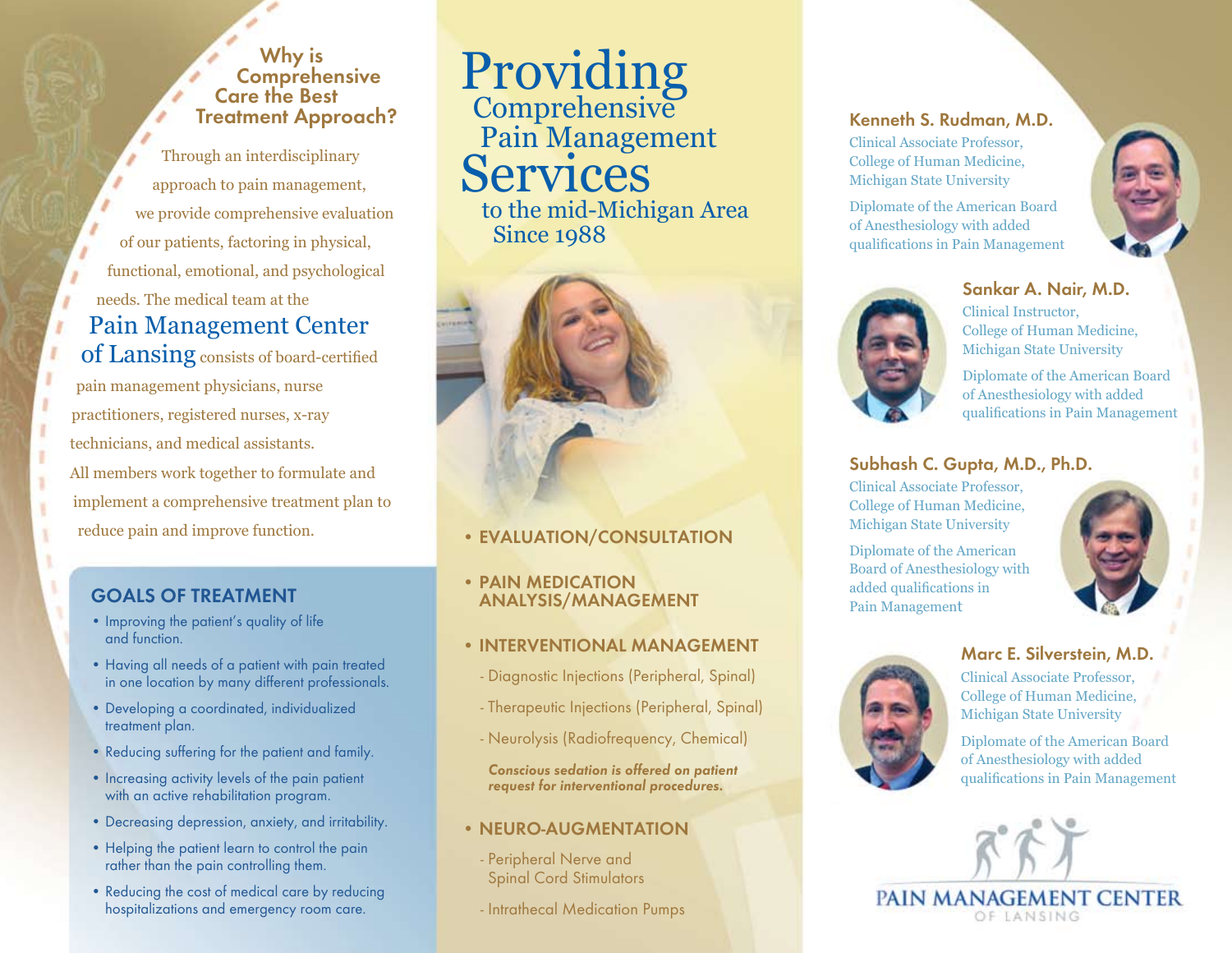## Why is Comprehensive Care the Best Treatment Approach?

Through an interdisciplinary approach to pain management, we provide comprehensive evaluation of our patients, factoring in physical, functional, emotional, and psychological needs. The medical team at the Pain Management Center of Lansing consists of board-certified pain management physicians, nurse practitioners, registered nurses, x-ray technicians, and medical assistants. All members work together to formulate and implement a comprehensive treatment plan to reduce pain and improve function.

### GOALS OF TREATMENT

- Improving the patient's quality of life and function.
- Having all needs of a patient with pain treated in one location by many different professionals.
- Developing a coordinated, individualized treatment plan.
- Reducing suffering for the patient and family.
- Increasing activity levels of the pain patient with an active rehabilitation program.
- Decreasing depression, anxiety, and irritability.
- Helping the patient learn to control the pain rather than the pain controlling them.
- Reducing the cost of medical care by reducing hospitalizations and emergency room care.

# Providing Comprehensive Pain Management Services to the mid-Michigan Area Since 1988

- **EVALUATION/CONSULTATION**
- **PAIN MEDICATION ANALYSIS/MANAGEMENT**
- **INTERVENTIONAL MANAGEMENT**
  - Diagnostic Injections (Peripheral, Spinal)
  - Therapeutic Injections (Peripheral, Spinal)
  - Neurolysis (Radiofrequency, Chemical)

  ***Conscious sedation is offered on patient request for interventional procedures.***

- **NEURO-AUGMENTATION**
  - Peripheral Nerve and Spinal Cord Stimulators
  - Intrathecal Medication Pumps

### Kenneth S. Rudman, M.D.

Clinical Associate Professor, College of Human Medicine, Michigan State University

Diplomate of the American Board of Anesthesiology with added qualifications in Pain Management

### Sankar A. Nair, M.D.

Clinical Instructor, College of Human Medicine, Michigan State University

Diplomate of the American Board of Anesthesiology with added qualifications in Pain Management

### Subhash C. Gupta, M.D., Ph.D.

Clinical Associate Professor, College of Human Medicine, Michigan State University

Diplomate of the American Board of Anesthesiology with added qualifications in Pain Management

### Marc E. Silverstein, M.D.

Clinical Associate Professor, College of Human Medicine, Michigan State University

Diplomate of the American Board of Anesthesiology with added qualifications in Pain Management

PAIN MANAGEMENT CENTER OF LANSING